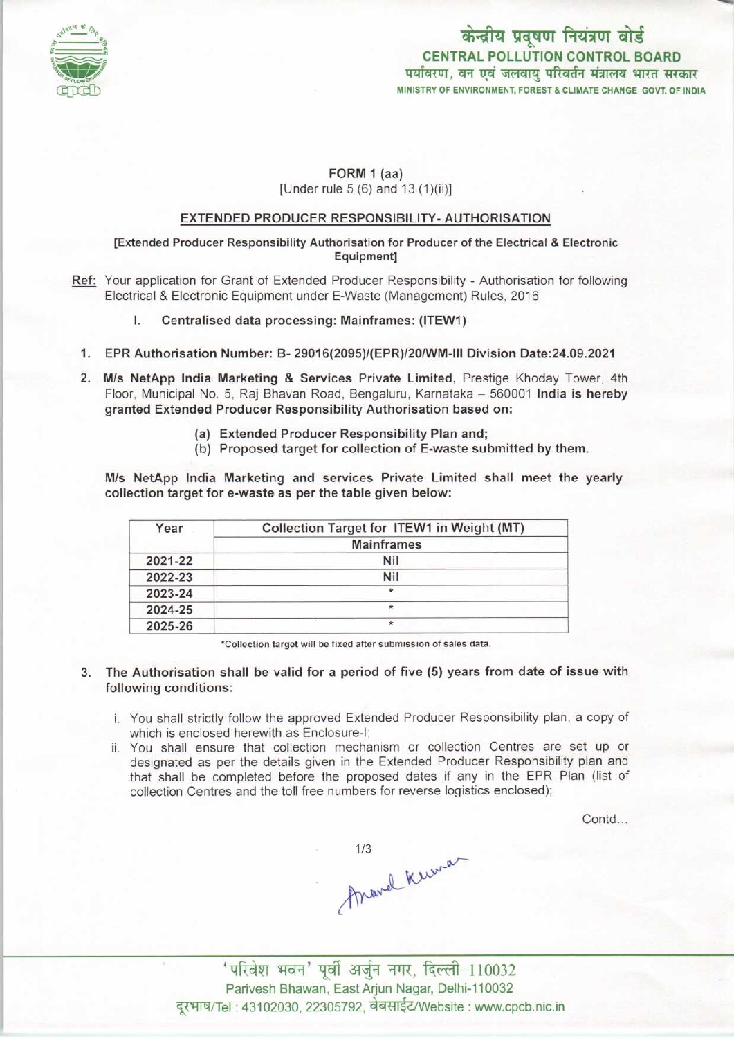केन्द्रीय प्रदूषण नियंत्रण बोर्ड
**CENTRAL POLLUTION CONTROL BOARD**
पर्यावरण, वन एवं जलवायु परिवर्तन मंत्रालय भारत सरकार
MINISTRY OF ENVIRONMENT, FOREST & CLIMATE CHANGE GOVT. OF INDIA

**FORM 1 (aa)**
[Under rule 5 (6) and 13 (1)(ii)]

**EXTENDED PRODUCER RESPONSIBILITY- AUTHORISATION**

**[Extended Producer Responsibility Authorisation for Producer of the Electrical & Electronic Equipment]**

Ref: Your application for Grant of Extended Producer Responsibility - Authorisation for following Electrical & Electronic Equipment under E-Waste (Management) Rules, 2016

I. **Centralised data processing: Mainframes: (ITEW1)**

1. EPR Authorisation Number: **B- 29016(2095)/(EPR)/20/WM-III Division Date:24.09.2021**

2. **M/s NetApp India Marketing & Services Private Limited,** Prestige Khoday Tower, 4th Floor, Municipal No. 5, Raj Bhavan Road, Bengaluru, Karnataka – 560001 **India is hereby granted Extended Producer Responsibility Authorisation based on:**

   (a) **Extended Producer Responsibility Plan and;**
   (b) **Proposed target for collection of E-waste submitted by them.**

**M/s NetApp India Marketing and services Private Limited shall meet the yearly collection target for e-waste as per the table given below:**

| Year | Collection Target for ITEW1 in Weight (MT) |
|---|---|
| | Mainframes |
| 2021-22 | Nil |
| 2022-23 | Nil |
| 2023-24 | * |
| 2024-25 | * |
| 2025-26 | * |

*Collection target will be fixed after submission of sales data.

3. **The Authorisation shall be valid for a period of five (5) years from date of issue with following conditions:**

   i. You shall strictly follow the approved Extended Producer Responsibility plan, a copy of which is enclosed herewith as Enclosure-I;
   ii. You shall ensure that collection mechanism or collection Centres are set up or designated as per the details given in the Extended Producer Responsibility plan and that shall be completed before the proposed dates if any in the EPR Plan (list of collection Centres and the toll free numbers for reverse logistics enclosed);

Contd...

Anand Kumar

'परिवेश भवन' पूर्वी अर्जुन नगर, दिल्ली-110032
Parivesh Bhawan, East Arjun Nagar, Delhi-110032
दूरभाष/Tel : 43102030, 22305792, वेबसाईट/Website : www.cpcb.nic.in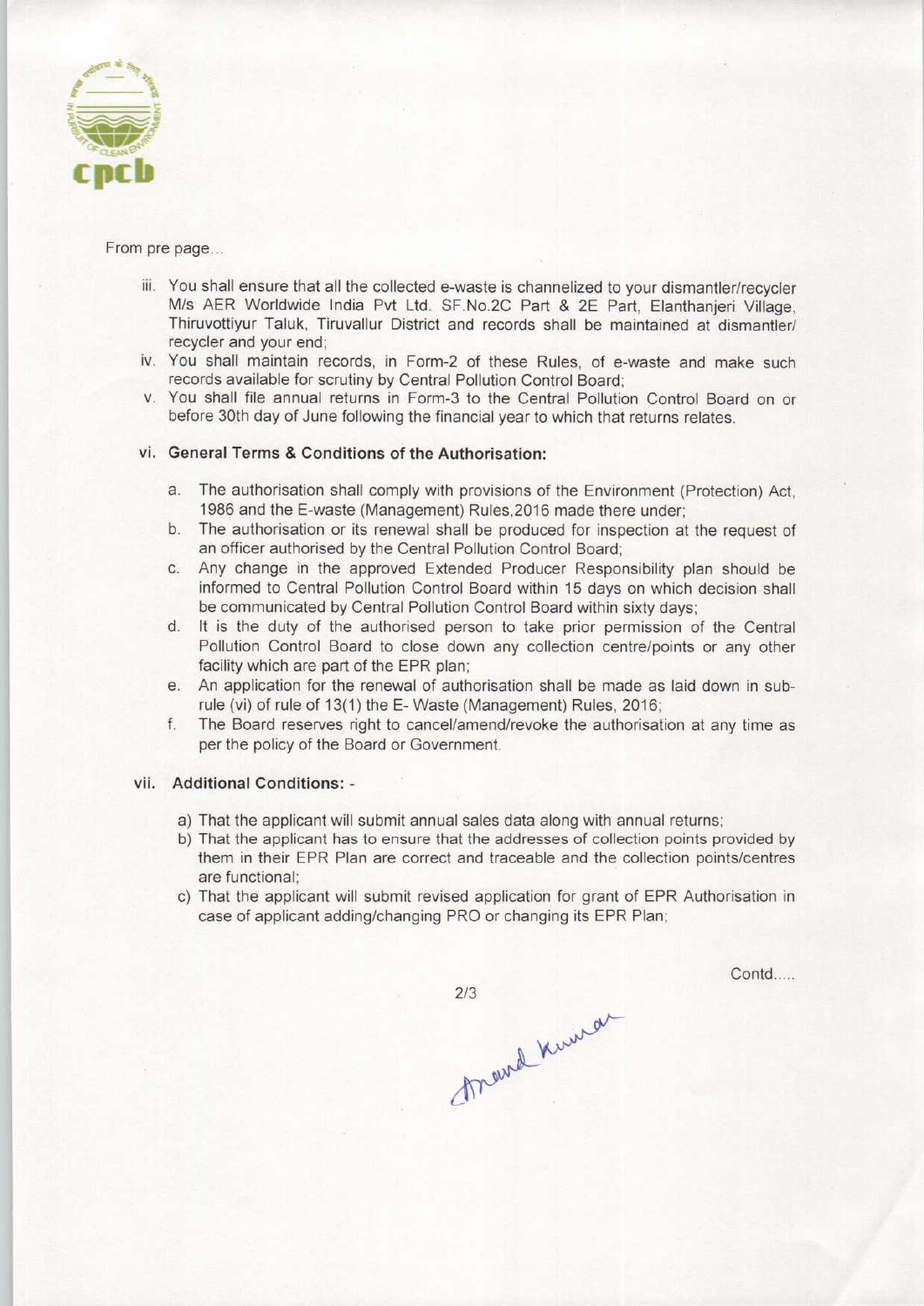From pre page...

iii. You shall ensure that all the collected e-waste is channelized to your dismantler/recycler M/s AER Worldwide India Pvt Ltd. SF.No.2C Part & 2E Part, Elanthanjeri Village, Thiruvottiyur Taluk, Tiruvallur District and records shall be maintained at dismantler/ recycler and your end;

iv. You shall maintain records, in Form-2 of these Rules, of e-waste and make such records available for scrutiny by Central Pollution Control Board;

v. You shall file annual returns in Form-3 to the Central Pollution Control Board on or before 30th day of June following the financial year to which that returns relates.

vi. **General Terms & Conditions of the Authorisation:**

a. The authorisation shall comply with provisions of the Environment (Protection) Act, 1986 and the E-waste (Management) Rules,2016 made there under;

b. The authorisation or its renewal shall be produced for inspection at the request of an officer authorised by the Central Pollution Control Board;

c. Any change in the approved Extended Producer Responsibility plan should be informed to Central Pollution Control Board within 15 days on which decision shall be communicated by Central Pollution Control Board within sixty days;

d. It is the duty of the authorised person to take prior permission of the Central Pollution Control Board to close down any collection centre/points or any other facility which are part of the EPR plan;

e. An application for the renewal of authorisation shall be made as laid down in sub-rule (vi) of rule of 13(1) the E- Waste (Management) Rules, 2016;

f. The Board reserves right to cancel/amend/revoke the authorisation at any time as per the policy of the Board or Government.

vii. **Additional Conditions: -**

a) That the applicant will submit annual sales data along with annual returns;

b) That the applicant has to ensure that the addresses of collection points provided by them in their EPR Plan are correct and traceable and the collection points/centres are functional;

c) That the applicant will submit revised application for grant of EPR Authorisation in case of applicant adding/changing PRO or changing its EPR Plan;

Contd.....

Anand Kumar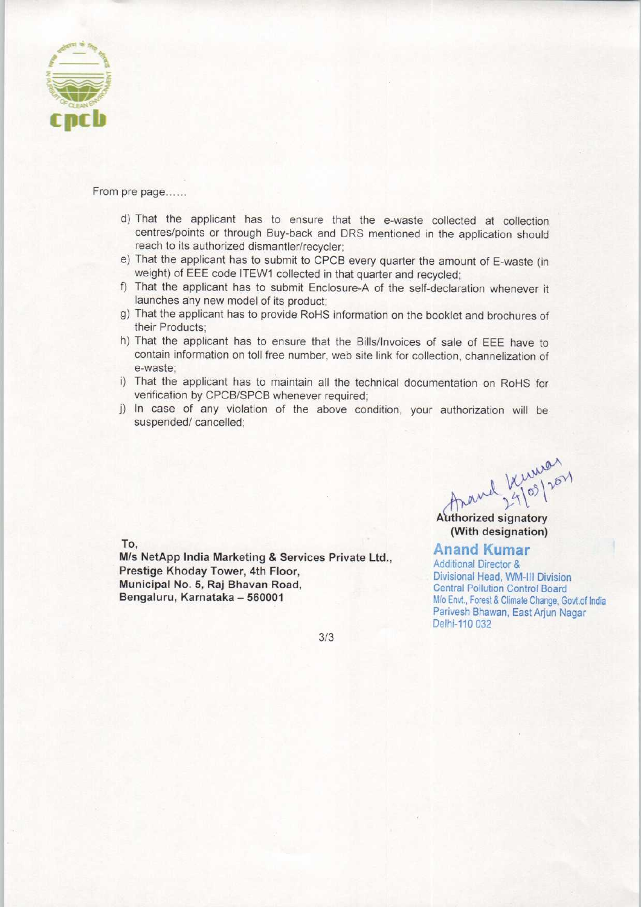From pre page……

d) That the applicant has to ensure that the e-waste collected at collection centres/points or through Buy-back and DRS mentioned in the application should reach to its authorized dismantler/recycler;
e) That the applicant has to submit to CPCB every quarter the amount of E-waste (in weight) of EEE code ITEW1 collected in that quarter and recycled;
f) That the applicant has to submit Enclosure-A of the self-declaration whenever it launches any new model of its product;
g) That the applicant has to provide RoHS information on the booklet and brochures of their Products;
h) That the applicant has to ensure that the Bills/Invoices of sale of EEE have to contain information on toll free number, web site link for collection, channelization of e-waste;
i) That the applicant has to maintain all the technical documentation on RoHS for verification by CPCB/SPCB whenever required;
j) In case of any violation of the above condition, your authorization will be suspended/ cancelled;

Anand Kumar 24/09/2021

**Authorized signatory**
**(With designation)**

**Anand Kumar**
Additional Director &
Divisional Head, WM-III Division
Central Pollution Control Board
M/o Envt., Forest & Climate Change, Govt.of India
Parivesh Bhawan, East Arjun Nagar
Delhi-110 032

To,
**M/s NetApp India Marketing & Services Private Ltd.,**
**Prestige Khoday Tower, 4th Floor,**
**Municipal No. 5, Raj Bhavan Road,**
**Bengaluru, Karnataka – 560001**